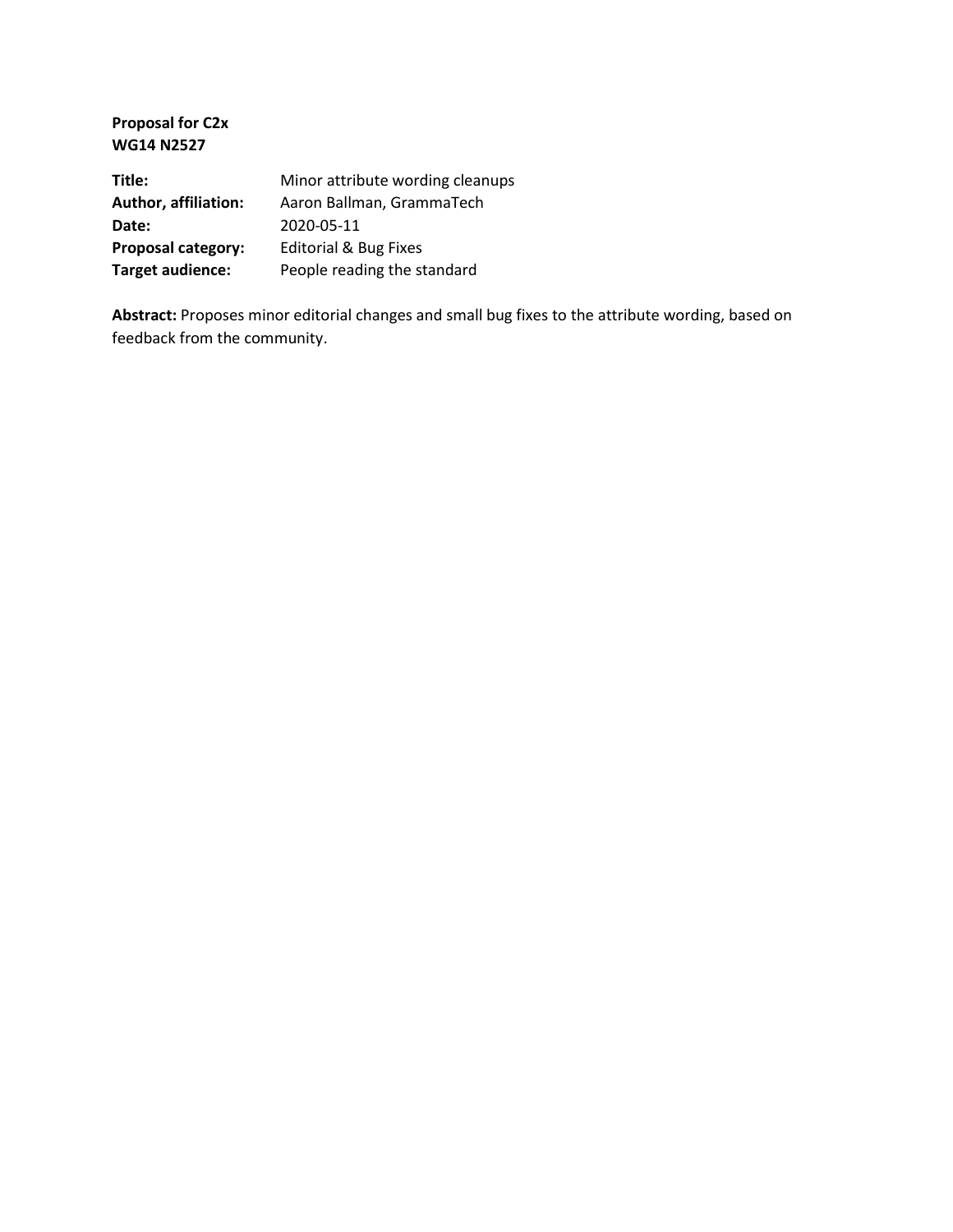**Proposal for C2x**
**WG14 N2527**

| | |
|---|---|
| **Title:** | Minor attribute wording cleanups |
| **Author, affiliation:** | Aaron Ballman, GrammaTech |
| **Date:** | 2020-05-11 |
| **Proposal category:** | Editorial & Bug Fixes |
| **Target audience:** | People reading the standard |

**Abstract:** Proposes minor editorial changes and small bug fixes to the attribute wording, based on feedback from the community.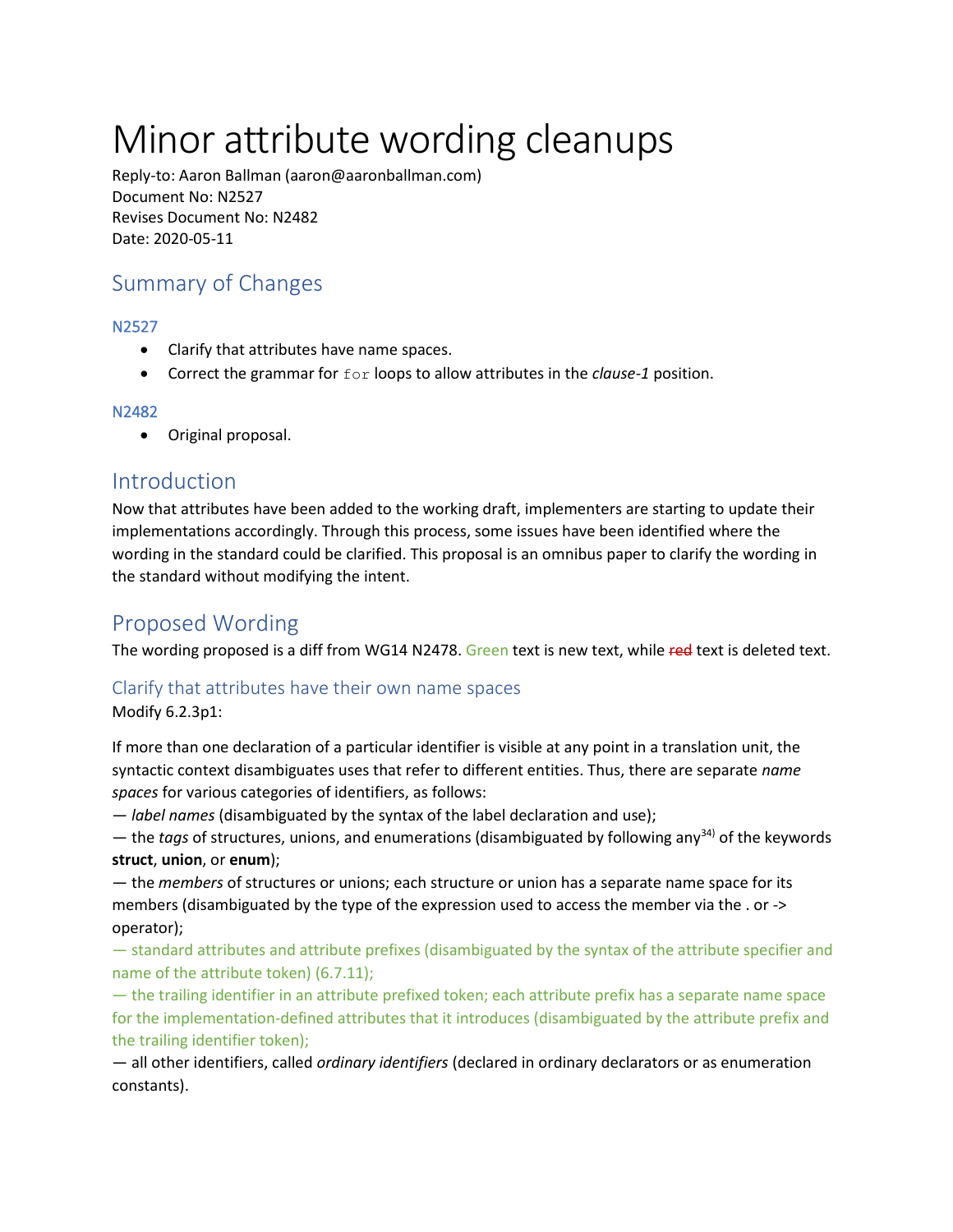# Minor attribute wording cleanups

Reply-to: Aaron Ballman (aaron@aaronballman.com)
Document No: N2527
Revises Document No: N2482
Date: 2020-05-11

## Summary of Changes

### N2527

- Clarify that attributes have name spaces.
- Correct the grammar for `for` loops to allow attributes in the *clause-1* position.

### N2482

- Original proposal.

## Introduction

Now that attributes have been added to the working draft, implementers are starting to update their implementations accordingly. Through this process, some issues have been identified where the wording in the standard could be clarified. This proposal is an omnibus paper to clarify the wording in the standard without modifying the intent.

## Proposed Wording

The wording proposed is a diff from WG14 N2478. Green text is new text, while ~~red~~ text is deleted text.

### Clarify that attributes have their own name spaces

Modify 6.2.3p1:

If more than one declaration of a particular identifier is visible at any point in a translation unit, the syntactic context disambiguates uses that refer to different entities. Thus, there are separate *name spaces* for various categories of identifiers, as follows:

— *label names* (disambiguated by the syntax of the label declaration and use);

— the *tags* of structures, unions, and enumerations (disambiguated by following any[34)] of the keywords **struct**, **union**, or **enum**);

— the *members* of structures or unions; each structure or union has a separate name space for its members (disambiguated by the type of the expression used to access the member via the . or -> operator);

— standard attributes and attribute prefixes (disambiguated by the syntax of the attribute specifier and name of the attribute token) (6.7.11);

— the trailing identifier in an attribute prefixed token; each attribute prefix has a separate name space for the implementation-defined attributes that it introduces (disambiguated by the attribute prefix and the trailing identifier token);

— all other identifiers, called *ordinary identifiers* (declared in ordinary declarators or as enumeration constants).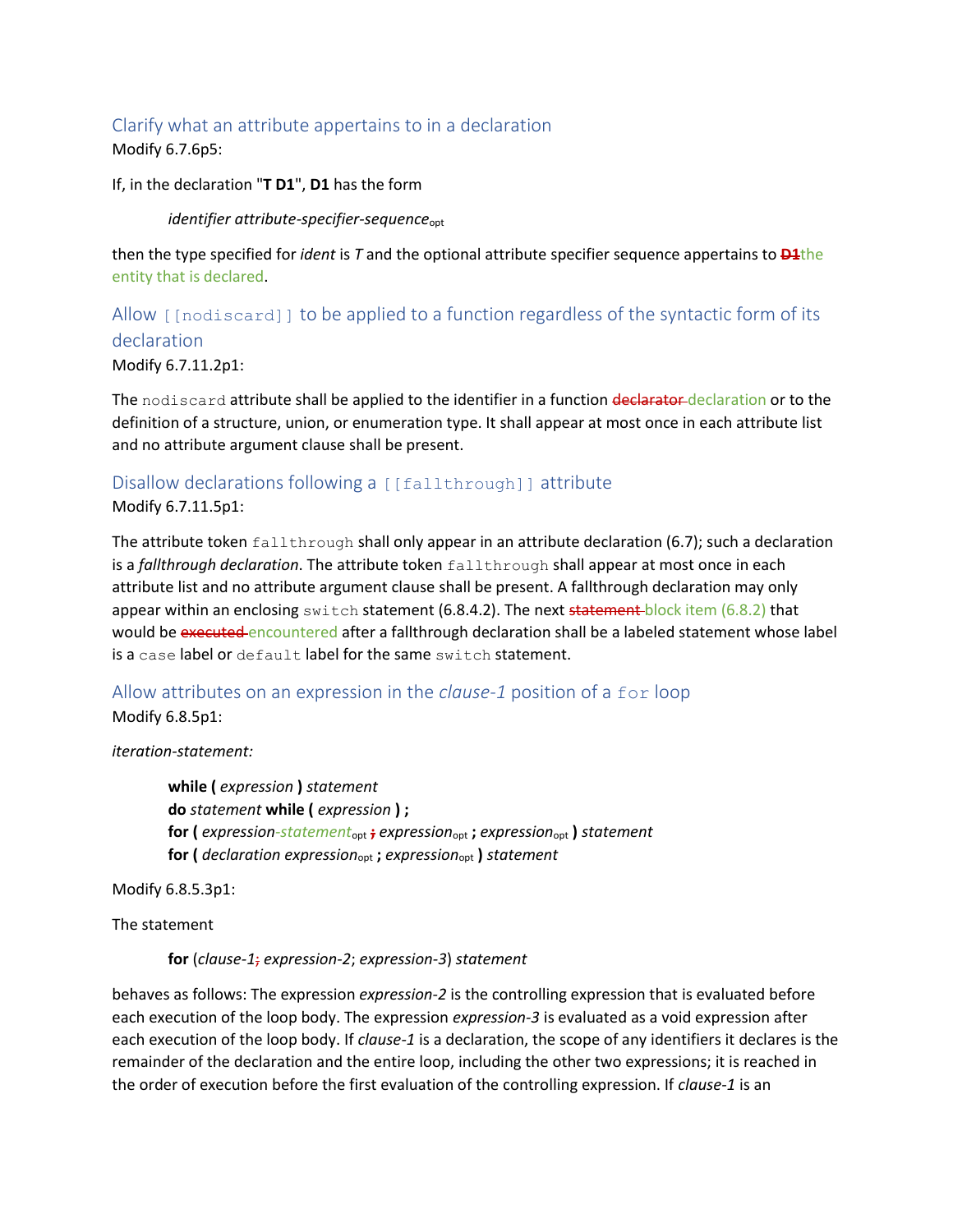## Clarify what an attribute appertains to in a declaration

Modify 6.7.6p5:

If, in the declaration "**T D1**", **D1** has the form

> *identifier attribute-specifier-sequence*opt

then the type specified for *ident* is *T* and the optional attribute specifier sequence appertains to ~~**D1**~~the entity that is declared.

## Allow `[[nodiscard]]` to be applied to a function regardless of the syntactic form of its declaration

Modify 6.7.11.2p1:

The `nodiscard` attribute shall be applied to the identifier in a function ~~declarator~~ declaration or to the definition of a structure, union, or enumeration type. It shall appear at most once in each attribute list and no attribute argument clause shall be present.

## Disallow declarations following a `[[fallthrough]]` attribute

Modify 6.7.11.5p1:

The attribute token `fallthrough` shall only appear in an attribute declaration (6.7); such a declaration is a *fallthrough declaration*. The attribute token `fallthrough` shall appear at most once in each attribute list and no attribute argument clause shall be present. A fallthrough declaration may only appear within an enclosing `switch` statement (6.8.4.2). The next ~~statement~~ block item (6.8.2) that would be ~~executed~~ encountered after a fallthrough declaration shall be a labeled statement whose label is a `case` label or `default` label for the same `switch` statement.

## Allow attributes on an expression in the *clause-1* position of a `for` loop

Modify 6.8.5p1:

*iteration-statement:*

> **while (** *expression* **)** *statement*
> **do** *statement* **while (** *expression* **) ;**
> **for (** *expression-statement*opt ~~;~~ *expression*opt **;** *expression*opt **)** *statement*
> **for (** *declaration expression*opt **;** *expression*opt **)** *statement*

Modify 6.8.5.3p1:

The statement

> **for** (*clause-1*~~;~~ *expression-2*; *expression-3*) *statement*

behaves as follows: The expression *expression-2* is the controlling expression that is evaluated before each execution of the loop body. The expression *expression-3* is evaluated as a void expression after each execution of the loop body. If *clause-1* is a declaration, the scope of any identifiers it declares is the remainder of the declaration and the entire loop, including the other two expressions; it is reached in the order of execution before the first evaluation of the controlling expression. If *clause-1* is an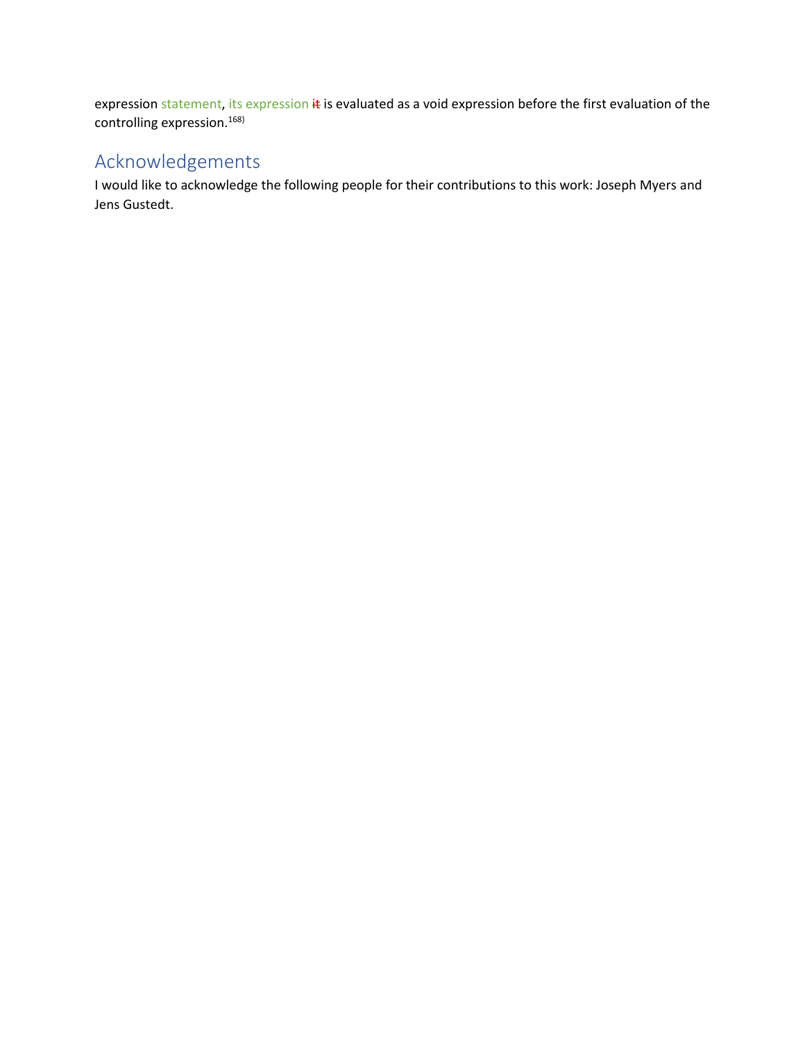expression statement, its expression ~~it~~ is evaluated as a void expression before the first evaluation of the controlling expression.[168)]

## Acknowledgements

I would like to acknowledge the following people for their contributions to this work: Joseph Myers and Jens Gustedt.